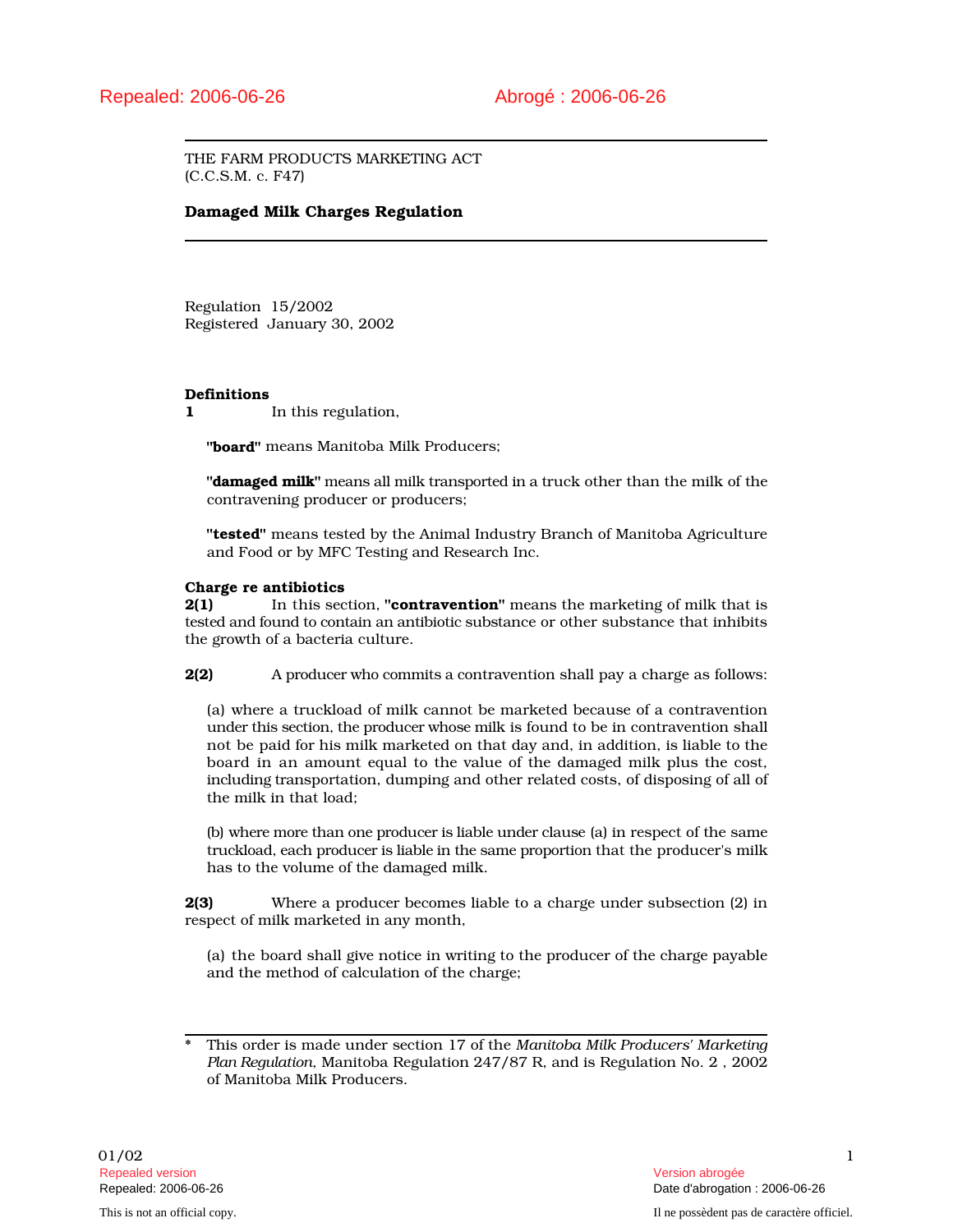Repealed: 2006-06-26 Abrogé : 2006-06-26

THE FARM PRODUCTS MARKETING ACT
(C.C.S.M. c. F47)

**Damaged Milk Charges Regulation**

Regulation 15/2002
Registered January 30, 2002

**Definitions**
**1** In this regulation,

**"board"** means Manitoba Milk Producers;

**"damaged milk"** means all milk transported in a truck other than the milk of the contravening producer or producers;

**"tested"** means tested by the Animal Industry Branch of Manitoba Agriculture and Food or by MFC Testing and Research Inc.

**Charge re antibiotics**
**2(1)** In this section, **"contravention"** means the marketing of milk that is tested and found to contain an antibiotic substance or other substance that inhibits the growth of a bacteria culture.

**2(2)** A producer who commits a contravention shall pay a charge as follows:

(a) where a truckload of milk cannot be marketed because of a contravention under this section, the producer whose milk is found to be in contravention shall not be paid for his milk marketed on that day and, in addition, is liable to the board in an amount equal to the value of the damaged milk plus the cost, including transportation, dumping and other related costs, of disposing of all of the milk in that load;

(b) where more than one producer is liable under clause (a) in respect of the same truckload, each producer is liable in the same proportion that the producer's milk has to the volume of the damaged milk.

**2(3)** Where a producer becomes liable to a charge under subsection (2) in respect of milk marketed in any month,

(a) the board shall give notice in writing to the producer of the charge payable and the method of calculation of the charge;

\* This order is made under section 17 of the *Manitoba Milk Producers' Marketing Plan Regulation*, Manitoba Regulation 247/87 R, and is Regulation No. 2 , 2002 of Manitoba Milk Producers.

01/02

Repealed version — Version abrogée
Repealed: 2006-06-26 — Date d'abrogation : 2006-06-26

This is not an official copy. — Il ne possèdent pas de caractère officiel.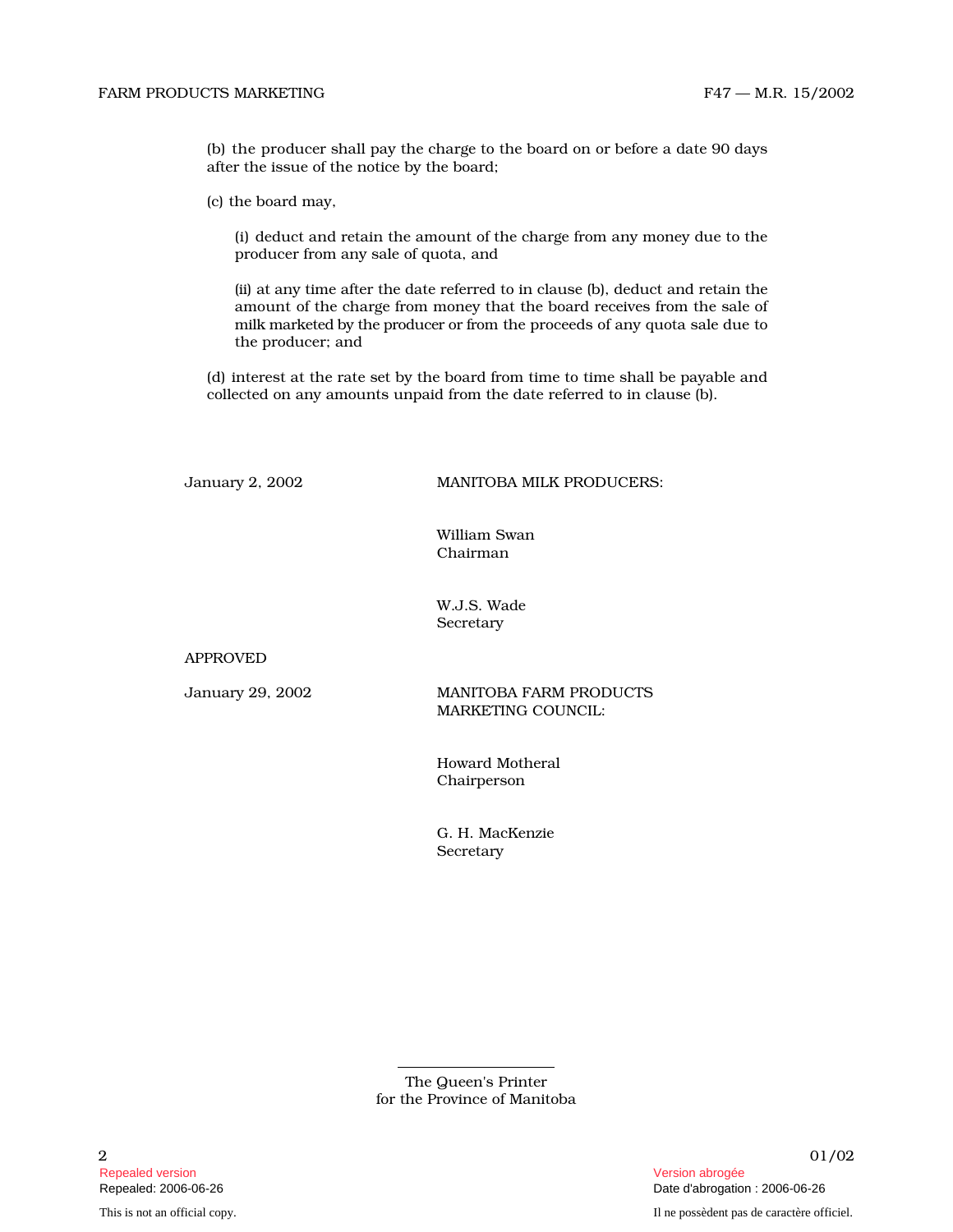(b) the producer shall pay the charge to the board on or before a date 90 days after the issue of the notice by the board;

(c) the board may,

(i) deduct and retain the amount of the charge from any money due to the producer from any sale of quota, and

(ii) at any time after the date referred to in clause (b), deduct and retain the amount of the charge from money that the board receives from the sale of milk marketed by the producer or from the proceeds of any quota sale due to the producer; and

(d) interest at the rate set by the board from time to time shall be payable and collected on any amounts unpaid from the date referred to in clause (b).

January 2, 2002

MANITOBA MILK PRODUCERS:

William Swan
Chairman

W.J.S. Wade
Secretary

APPROVED

January 29, 2002

MANITOBA FARM PRODUCTS MARKETING COUNCIL:

Howard Motheral
Chairperson

G. H. MacKenzie
Secretary

The Queen's Printer
for the Province of Manitoba

Repealed version
Repealed: 2006-06-26

Version abrogée
Date d'abrogation : 2006-06-26

This is not an official copy.

Il ne possèdent pas de caractère officiel.